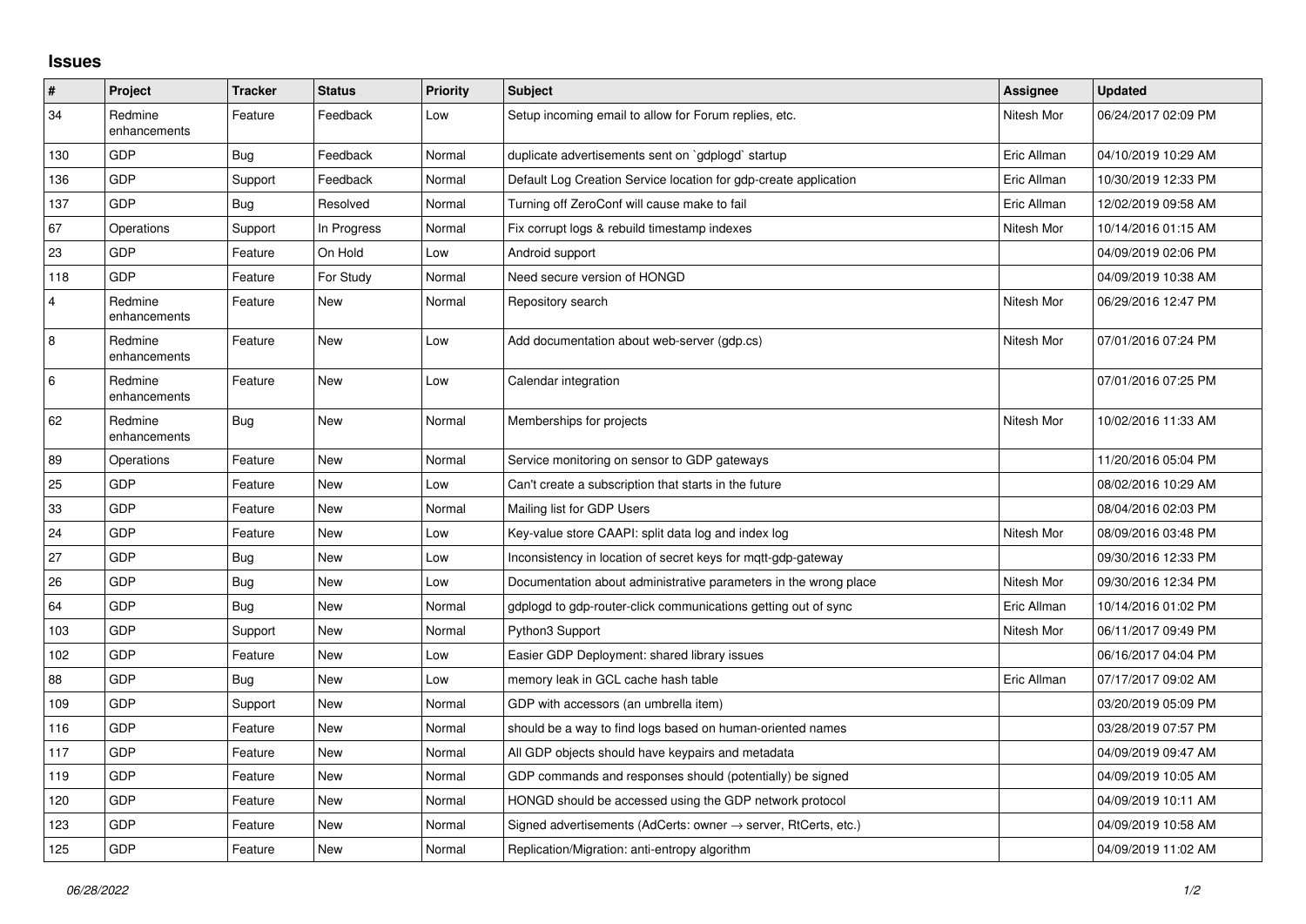## Issues

| # | Project | Tracker | Status | Priority | Subject | Assignee | Updated |
|---|---|---|---|---|---|---|---|
| 34 | Redmine enhancements | Feature | Feedback | Low | Setup incoming email to allow for Forum replies, etc. | Nitesh Mor | 06/24/2017 02:09 PM |
| 130 | GDP | Bug | Feedback | Normal | duplicate advertisements sent on `gdplogd` startup | Eric Allman | 04/10/2019 10:29 AM |
| 136 | GDP | Support | Feedback | Normal | Default Log Creation Service location for gdp-create application | Eric Allman | 10/30/2019 12:33 PM |
| 137 | GDP | Bug | Resolved | Normal | Turning off ZeroConf will cause make to fail | Eric Allman | 12/02/2019 09:58 AM |
| 67 | Operations | Support | In Progress | Normal | Fix corrupt logs & rebuild timestamp indexes | Nitesh Mor | 10/14/2016 01:15 AM |
| 23 | GDP | Feature | On Hold | Low | Android support | | 04/09/2019 02:06 PM |
| 118 | GDP | Feature | For Study | Normal | Need secure version of HONGD | | 04/09/2019 10:38 AM |
| 4 | Redmine enhancements | Feature | New | Normal | Repository search | Nitesh Mor | 06/29/2016 12:47 PM |
| 8 | Redmine enhancements | Feature | New | Low | Add documentation about web-server (gdp.cs) | Nitesh Mor | 07/01/2016 07:24 PM |
| 6 | Redmine enhancements | Feature | New | Low | Calendar integration | | 07/01/2016 07:25 PM |
| 62 | Redmine enhancements | Bug | New | Normal | Memberships for projects | Nitesh Mor | 10/02/2016 11:33 AM |
| 89 | Operations | Feature | New | Normal | Service monitoring on sensor to GDP gateways | | 11/20/2016 05:04 PM |
| 25 | GDP | Feature | New | Low | Can't create a subscription that starts in the future | | 08/02/2016 10:29 AM |
| 33 | GDP | Feature | New | Normal | Mailing list for GDP Users | | 08/04/2016 02:03 PM |
| 24 | GDP | Feature | New | Low | Key-value store CAAPI: split data log and index log | Nitesh Mor | 08/09/2016 03:48 PM |
| 27 | GDP | Bug | New | Low | Inconsistency in location of secret keys for mqtt-gdp-gateway | | 09/30/2016 12:33 PM |
| 26 | GDP | Bug | New | Low | Documentation about administrative parameters in the wrong place | Nitesh Mor | 09/30/2016 12:34 PM |
| 64 | GDP | Bug | New | Normal | gdplogd to gdp-router-click communications getting out of sync | Eric Allman | 10/14/2016 01:02 PM |
| 103 | GDP | Support | New | Normal | Python3 Support | Nitesh Mor | 06/11/2017 09:49 PM |
| 102 | GDP | Feature | New | Low | Easier GDP Deployment: shared library issues | | 06/16/2017 04:04 PM |
| 88 | GDP | Bug | New | Low | memory leak in GCL cache hash table | Eric Allman | 07/17/2017 09:02 AM |
| 109 | GDP | Support | New | Normal | GDP with accessors (an umbrella item) | | 03/20/2019 05:09 PM |
| 116 | GDP | Feature | New | Normal | should be a way to find logs based on human-oriented names | | 03/28/2019 07:57 PM |
| 117 | GDP | Feature | New | Normal | All GDP objects should have keypairs and metadata | | 04/09/2019 09:47 AM |
| 119 | GDP | Feature | New | Normal | GDP commands and responses should (potentially) be signed | | 04/09/2019 10:05 AM |
| 120 | GDP | Feature | New | Normal | HONGD should be accessed using the GDP network protocol | | 04/09/2019 10:11 AM |
| 123 | GDP | Feature | New | Normal | Signed advertisements (AdCerts: owner → server, RtCerts, etc.) | | 04/09/2019 10:58 AM |
| 125 | GDP | Feature | New | Normal | Replication/Migration: anti-entropy algorithm | | 04/09/2019 11:02 AM |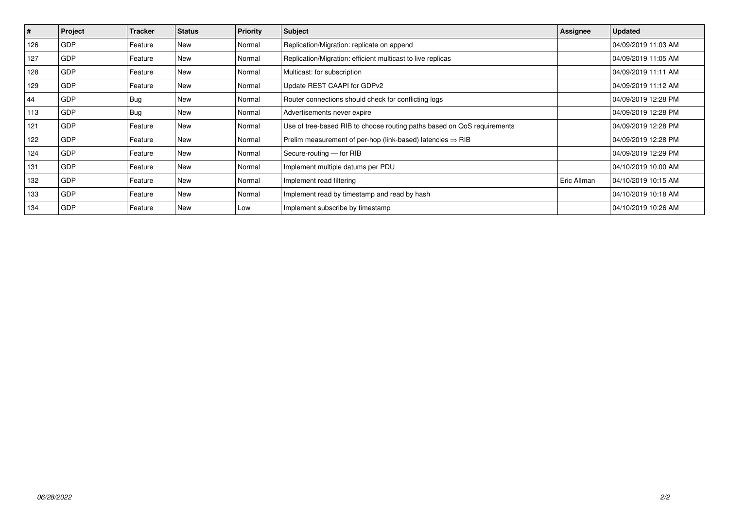| # | Project | Tracker | Status | Priority | Subject | Assignee | Updated |
| --- | --- | --- | --- | --- | --- | --- | --- |
| 126 | GDP | Feature | New | Normal | Replication/Migration: replicate on append | | 04/09/2019 11:03 AM |
| 127 | GDP | Feature | New | Normal | Replication/Migration: efficient multicast to live replicas | | 04/09/2019 11:05 AM |
| 128 | GDP | Feature | New | Normal | Multicast: for subscription | | 04/09/2019 11:11 AM |
| 129 | GDP | Feature | New | Normal | Update REST CAAPI for GDPv2 | | 04/09/2019 11:12 AM |
| 44 | GDP | Bug | New | Normal | Router connections should check for conflicting logs | | 04/09/2019 12:28 PM |
| 113 | GDP | Bug | New | Normal | Advertisements never expire | | 04/09/2019 12:28 PM |
| 121 | GDP | Feature | New | Normal | Use of tree-based RIB to choose routing paths based on QoS requirements | | 04/09/2019 12:28 PM |
| 122 | GDP | Feature | New | Normal | Prelim measurement of per-hop (link-based) latencies ⇒ RIB | | 04/09/2019 12:28 PM |
| 124 | GDP | Feature | New | Normal | Secure-routing — for RIB | | 04/09/2019 12:29 PM |
| 131 | GDP | Feature | New | Normal | Implement multiple datums per PDU | | 04/10/2019 10:00 AM |
| 132 | GDP | Feature | New | Normal | Implement read filtering | Eric Allman | 04/10/2019 10:15 AM |
| 133 | GDP | Feature | New | Normal | Implement read by timestamp and read by hash | | 04/10/2019 10:18 AM |
| 134 | GDP | Feature | New | Low | Implement subscribe by timestamp | | 04/10/2019 10:26 AM |